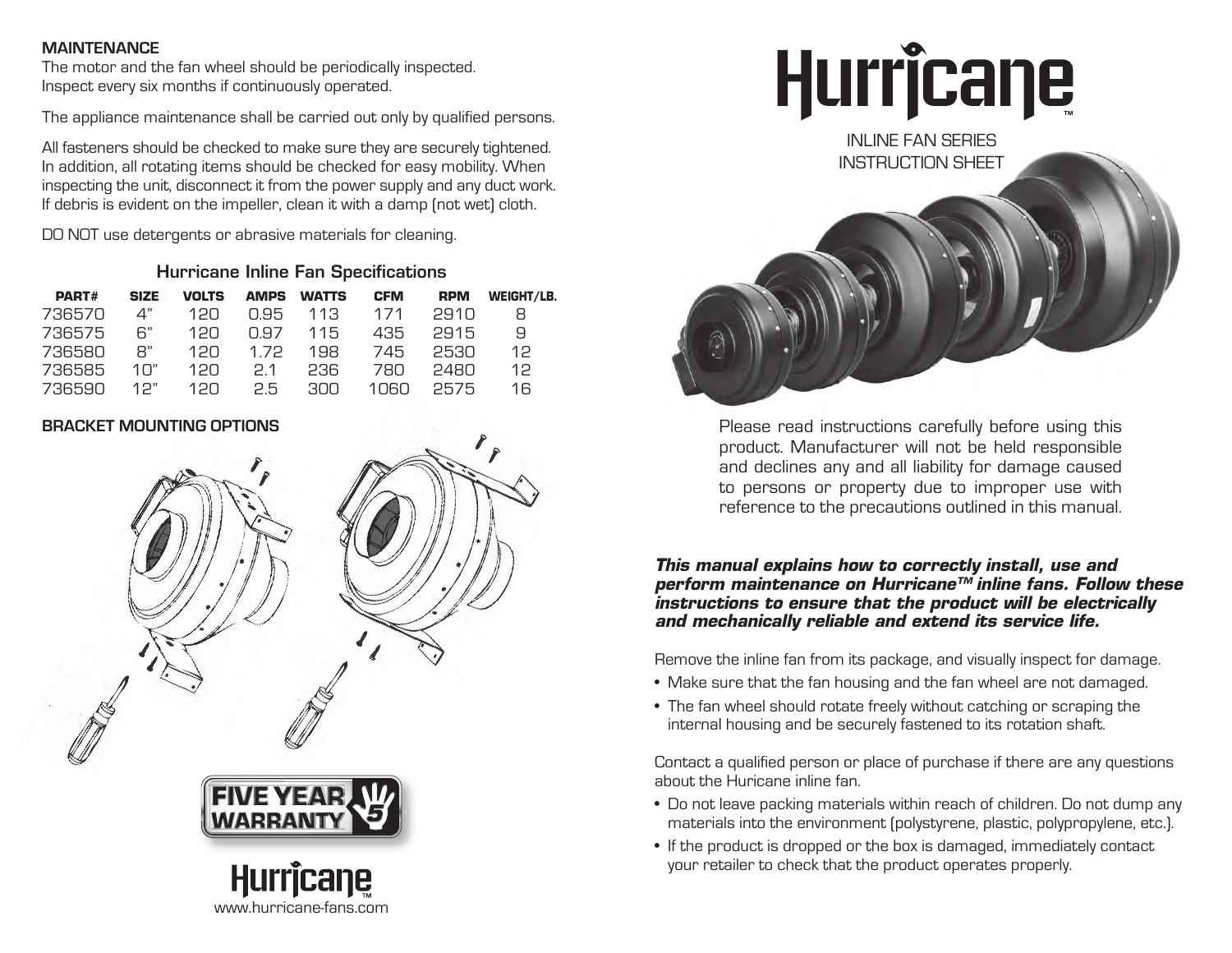## MAINTENANCE

The motor and the fan wheel should be periodically inspected. Inspect every six months if continuously operated.

The appliance maintenance shall be carried out only by qualified persons.

All fasteners should be checked to make sure they are securely tightened. In addition, all rotating items should be checked for easy mobility. When inspecting the unit, disconnect it from the power supply and any duct work. If debris is evident on the impeller, clean it with a damp (not wet) cloth.

DO NOT use detergents or abrasive materials for cleaning.

### Hurricane Inline Fan Specifications

| PART# | SIZE | VOLTS | AMPS | WATTS | CFM | RPM | WEIGHT/LB. |
|---|---|---|---|---|---|---|---|
| 736570 | 4" | 120 | 0.95 | 113 | 171 | 2910 | 8 |
| 736575 | 6" | 120 | 0.97 | 115 | 435 | 2915 | 9 |
| 736580 | 8" | 120 | 1.72 | 198 | 745 | 2530 | 12 |
| 736585 | 10" | 120 | 2.1 | 236 | 780 | 2480 | 12 |
| 736590 | 12" | 120 | 2.5 | 300 | 1060 | 2575 | 16 |

## BRACKET MOUNTING OPTIONS

FIVE YEAR WARRANTY

Hurricane™

www.hurricane-fans.com

# Hurricane™

INLINE FAN SERIES
INSTRUCTION SHEET

Please read instructions carefully before using this product. Manufacturer will not be held responsible and declines any and all liability for damage caused to persons or property due to improper use with reference to the precautions outlined in this manual.

***This manual explains how to correctly install, use and perform maintenance on Hurricane™ inline fans. Follow these instructions to ensure that the product will be electrically and mechanically reliable and extend its service life.***

Remove the inline fan from its package, and visually inspect for damage.

- Make sure that the fan housing and the fan wheel are not damaged.
- The fan wheel should rotate freely without catching or scraping the internal housing and be securely fastened to its rotation shaft.

Contact a qualified person or place of purchase if there are any questions about the Huricane inline fan.

- Do not leave packing materials within reach of children. Do not dump any materials into the environment (polystyrene, plastic, polypropylene, etc.).
- If the product is dropped or the box is damaged, immediately contact your retailer to check that the product operates properly.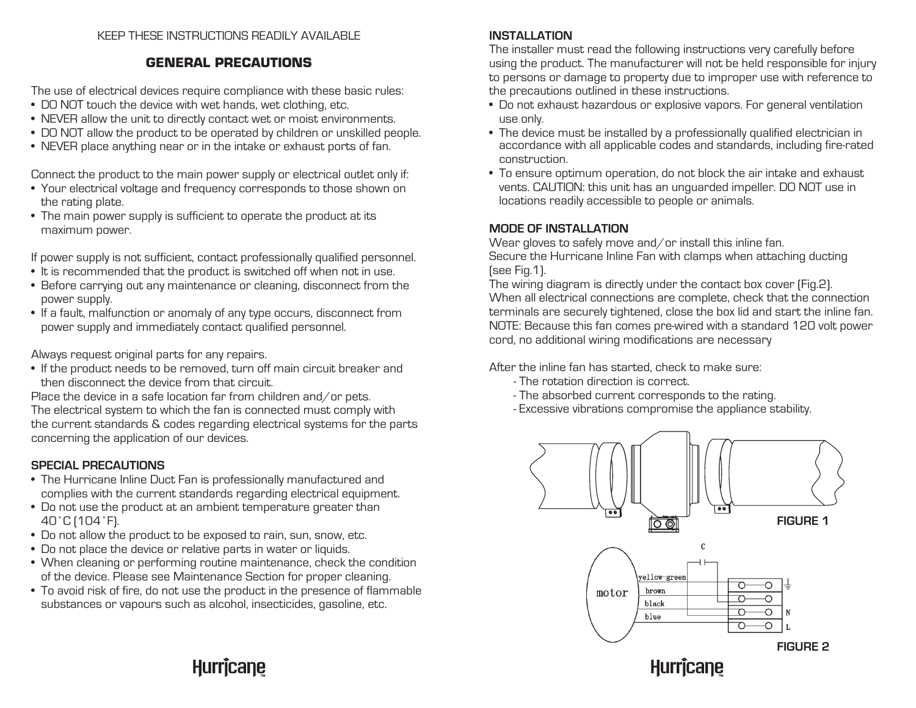KEEP THESE INSTRUCTIONS READILY AVAILABLE

## GENERAL PRECAUTIONS

The use of electrical devices require compliance with these basic rules:

- DO NOT touch the device with wet hands, wet clothing, etc.
- NEVER allow the unit to directly contact wet or moist environments.
- DO NOT allow the product to be operated by children or unskilled people.
- NEVER place anything near or in the intake or exhaust ports of fan.

Connect the product to the main power supply or electrical outlet only if:

- Your electrical voltage and frequency corresponds to those shown on the rating plate.
- The main power supply is sufficient to operate the product at its maximum power.

If power supply is not sufficient, contact professionally qualified personnel.

- It is recommended that the product is switched off when not in use.
- Before carrying out any maintenance or cleaning, disconnect from the power supply.
- If a fault, malfunction or anomaly of any type occurs, disconnect from power supply and immediately contact qualified personnel.

Always request original parts for any repairs.

- If the product needs to be removed, turn off main circuit breaker and then disconnect the device from that circuit.

Place the device in a safe location far from children and/or pets.
The electrical system to which the fan is connected must comply with the current standards & codes regarding electrical systems for the parts concerning the application of our devices.

### SPECIAL PRECAUTIONS

- The Hurricane Inline Duct Fan is professionally manufactured and complies with the current standards regarding electrical equipment.
- Do not use the product at an ambient temperature greater than 40˚C (104˚F).
- Do not allow the product to be exposed to rain, sun, snow, etc.
- Do not place the device or relative parts in water or liquids.
- When cleaning or performing routine maintenance, check the condition of the device. Please see Maintenance Section for proper cleaning.
- To avoid risk of fire, do not use the product in the presence of flammable substances or vapours such as alcohol, insecticides, gasoline, etc.

### INSTALLATION

The installer must read the following instructions very carefully before using the product. The manufacturer will not be held responsible for injury to persons or damage to property due to improper use with reference to the precautions outlined in these instructions.

- Do not exhaust hazardous or explosive vapors. For general ventilation use only.
- The device must be installed by a professionally qualified electrician in accordance with all applicable codes and standards, including fire-rated construction.
- To ensure optimum operation, do not block the air intake and exhaust vents. CAUTION: this unit has an unguarded impeller. DO NOT use in locations readily accessible to people or animals.

### MODE OF INSTALLATION

Wear gloves to safely move and/or install this inline fan.
Secure the Hurricane Inline Fan with clamps when attaching ducting (see Fig.1).
The wiring diagram is directly under the contact box cover (Fig.2).
When all electrical connections are complete, check that the connection terminals are securely tightened, close the box lid and start the inline fan.
NOTE: Because this fan comes pre-wired with a standard 120 volt power cord, no additional wiring modifications are necessary

After the inline fan has started, check to make sure:

- The rotation direction is correct.
- The absorbed current corresponds to the rating.
- Excessive vibrations compromise the appliance stability.

FIGURE 1

C
motor
yellow-green
brown
black
blue
N
L

FIGURE 2